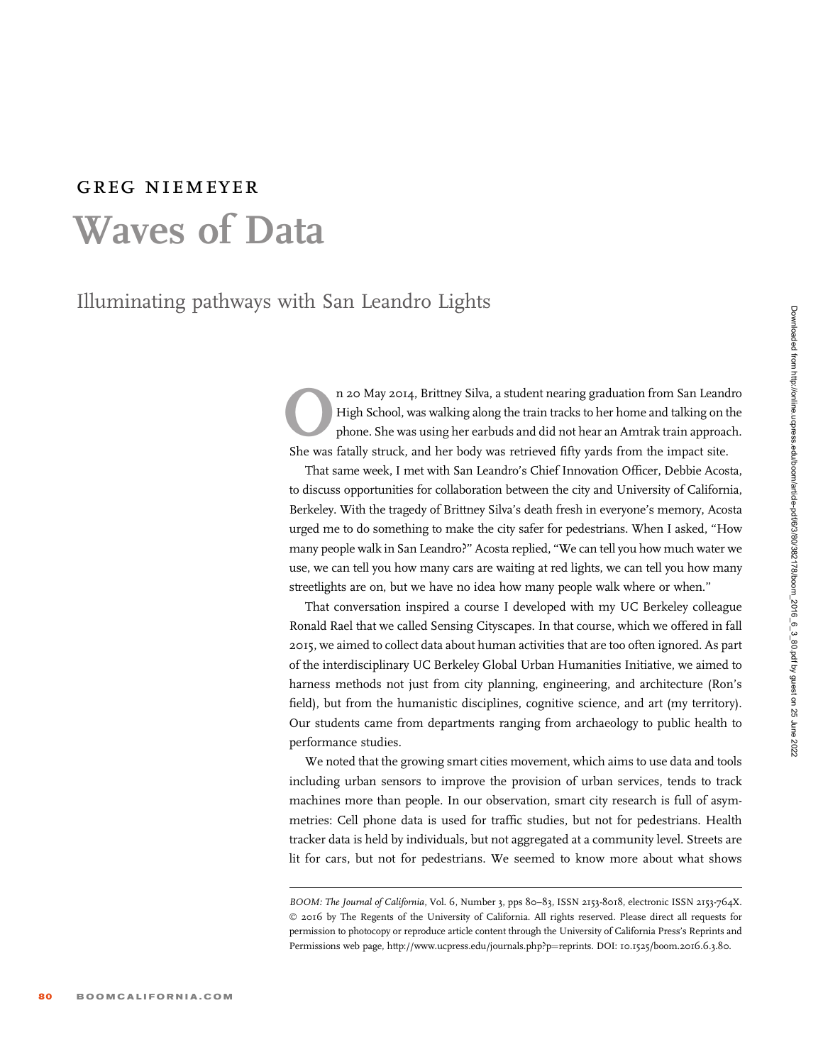GREG NIEMEYER

# Waves of Data

## Illuminating pathways with San Leandro Lights

On 20 May 2014, Brittney Silva, a student nearing graduation from San Leandro High School, was walking along the train tracks to her home and talking on the phone. She was using her earbuds and did not hear an Amtrak train approach. She was fatally struck, and her body was retrieved fifty yards from the impact site.

That same week, I met with San Leandro's Chief Innovation Officer, Debbie Acosta, to discuss opportunities for collaboration between the city and University of California, Berkeley. With the tragedy of Brittney Silva's death fresh in everyone's memory, Acosta urged me to do something to make the city safer for pedestrians. When I asked, "How many people walk in San Leandro?" Acosta replied, "We can tell you how much water we use, we can tell you how many cars are waiting at red lights, we can tell you how many streetlights are on, but we have no idea how many people walk where or when."

That conversation inspired a course I developed with my UC Berkeley colleague Ronald Rael that we called Sensing Cityscapes. In that course, which we offered in fall 2015, we aimed to collect data about human activities that are too often ignored. As part of the interdisciplinary UC Berkeley Global Urban Humanities Initiative, we aimed to harness methods not just from city planning, engineering, and architecture (Ron's field), but from the humanistic disciplines, cognitive science, and art (my territory). Our students came from departments ranging from archaeology to public health to performance studies.

We noted that the growing smart cities movement, which aims to use data and tools including urban sensors to improve the provision of urban services, tends to track machines more than people. In our observation, smart city research is full of asymmetries: Cell phone data is used for traffic studies, but not for pedestrians. Health tracker data is held by individuals, but not aggregated at a community level. Streets are lit for cars, but not for pedestrians. We seemed to know more about what shows

*BOOM: The Journal of California*, Vol. 6, Number 3, pps 80–83, ISSN 2153-8018, electronic ISSN 2153-764X. © 2016 by The Regents of the University of California. All rights reserved. Please direct all requests for permission to photocopy or reproduce article content through the University of California Press's Reprints and Permissions web page, http://www.ucpress.edu/journals.php?p=reprints. DOI: 10.1525/boom.2016.6.3.80.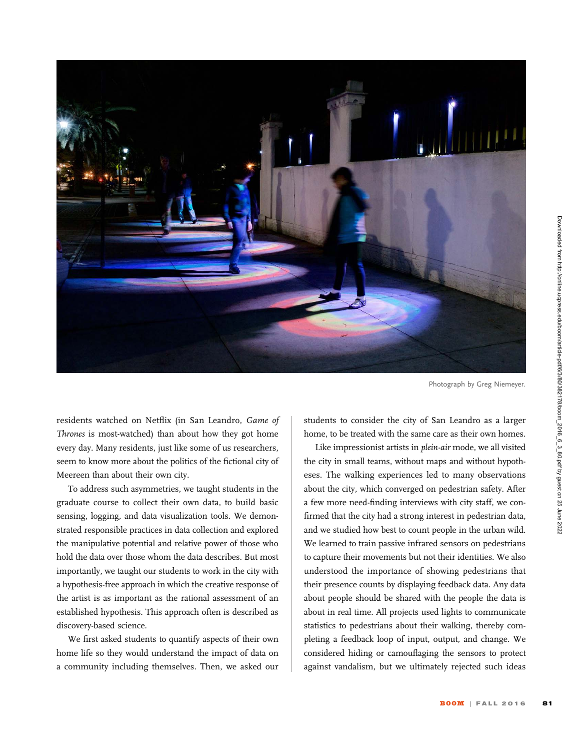Photograph by Greg Niemeyer.

residents watched on Netflix (in San Leandro, *Game of Thrones* is most-watched) than about how they got home every day. Many residents, just like some of us researchers, seem to know more about the politics of the fictional city of Meereen than about their own city.

To address such asymmetries, we taught students in the graduate course to collect their own data, to build basic sensing, logging, and data visualization tools. We demonstrated responsible practices in data collection and explored the manipulative potential and relative power of those who hold the data over those whom the data describes. But most importantly, we taught our students to work in the city with a hypothesis-free approach in which the creative response of the artist is as important as the rational assessment of an established hypothesis. This approach often is described as discovery-based science.

We first asked students to quantify aspects of their own home life so they would understand the impact of data on a community including themselves. Then, we asked our students to consider the city of San Leandro as a larger home, to be treated with the same care as their own homes.

Like impressionist artists in *plein-air* mode, we all visited the city in small teams, without maps and without hypotheses. The walking experiences led to many observations about the city, which converged on pedestrian safety. After a few more need-finding interviews with city staff, we confirmed that the city had a strong interest in pedestrian data, and we studied how best to count people in the urban wild. We learned to train passive infrared sensors on pedestrians to capture their movements but not their identities. We also understood the importance of showing pedestrians that their presence counts by displaying feedback data. Any data about people should be shared with the people the data is about in real time. All projects used lights to communicate statistics to pedestrians about their walking, thereby completing a feedback loop of input, output, and change. We considered hiding or camouflaging the sensors to protect against vandalism, but we ultimately rejected such ideas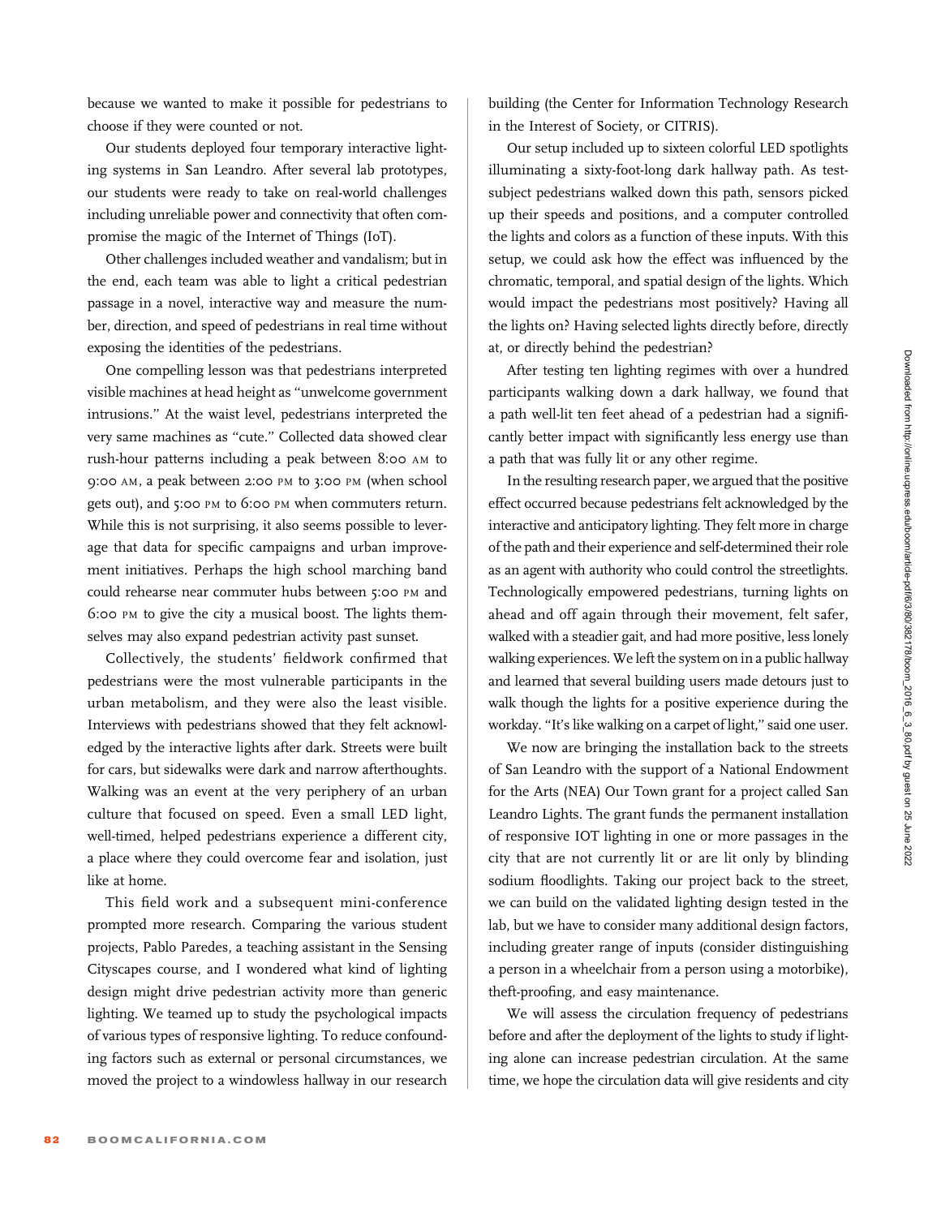because we wanted to make it possible for pedestrians to choose if they were counted or not.

Our students deployed four temporary interactive lighting systems in San Leandro. After several lab prototypes, our students were ready to take on real-world challenges including unreliable power and connectivity that often compromise the magic of the Internet of Things (IoT).

Other challenges included weather and vandalism; but in the end, each team was able to light a critical pedestrian passage in a novel, interactive way and measure the number, direction, and speed of pedestrians in real time without exposing the identities of the pedestrians.

One compelling lesson was that pedestrians interpreted visible machines at head height as "unwelcome government intrusions." At the waist level, pedestrians interpreted the very same machines as "cute." Collected data showed clear rush-hour patterns including a peak between 8:00 AM to 9:00 AM, a peak between 2:00 PM to 3:00 PM (when school gets out), and 5:00 PM to 6:00 PM when commuters return. While this is not surprising, it also seems possible to leverage that data for specific campaigns and urban improvement initiatives. Perhaps the high school marching band could rehearse near commuter hubs between 5:00 PM and 6:00 PM to give the city a musical boost. The lights themselves may also expand pedestrian activity past sunset.

Collectively, the students' fieldwork confirmed that pedestrians were the most vulnerable participants in the urban metabolism, and they were also the least visible. Interviews with pedestrians showed that they felt acknowledged by the interactive lights after dark. Streets were built for cars, but sidewalks were dark and narrow afterthoughts. Walking was an event at the very periphery of an urban culture that focused on speed. Even a small LED light, well-timed, helped pedestrians experience a different city, a place where they could overcome fear and isolation, just like at home.

This field work and a subsequent mini-conference prompted more research. Comparing the various student projects, Pablo Paredes, a teaching assistant in the Sensing Cityscapes course, and I wondered what kind of lighting design might drive pedestrian activity more than generic lighting. We teamed up to study the psychological impacts of various types of responsive lighting. To reduce confounding factors such as external or personal circumstances, we moved the project to a windowless hallway in our research building (the Center for Information Technology Research in the Interest of Society, or CITRIS).

Our setup included up to sixteen colorful LED spotlights illuminating a sixty-foot-long dark hallway path. As test-subject pedestrians walked down this path, sensors picked up their speeds and positions, and a computer controlled the lights and colors as a function of these inputs. With this setup, we could ask how the effect was influenced by the chromatic, temporal, and spatial design of the lights. Which would impact the pedestrians most positively? Having all the lights on? Having selected lights directly before, directly at, or directly behind the pedestrian?

After testing ten lighting regimes with over a hundred participants walking down a dark hallway, we found that a path well-lit ten feet ahead of a pedestrian had a significantly better impact with significantly less energy use than a path that was fully lit or any other regime.

In the resulting research paper, we argued that the positive effect occurred because pedestrians felt acknowledged by the interactive and anticipatory lighting. They felt more in charge of the path and their experience and self-determined their role as an agent with authority who could control the streetlights. Technologically empowered pedestrians, turning lights on ahead and off again through their movement, felt safer, walked with a steadier gait, and had more positive, less lonely walking experiences. We left the system on in a public hallway and learned that several building users made detours just to walk though the lights for a positive experience during the workday. "It's like walking on a carpet of light," said one user.

We now are bringing the installation back to the streets of San Leandro with the support of a National Endowment for the Arts (NEA) Our Town grant for a project called San Leandro Lights. The grant funds the permanent installation of responsive IOT lighting in one or more passages in the city that are not currently lit or are lit only by blinding sodium floodlights. Taking our project back to the street, we can build on the validated lighting design tested in the lab, but we have to consider many additional design factors, including greater range of inputs (consider distinguishing a person in a wheelchair from a person using a motorbike), theft-proofing, and easy maintenance.

We will assess the circulation frequency of pedestrians before and after the deployment of the lights to study if lighting alone can increase pedestrian circulation. At the same time, we hope the circulation data will give residents and city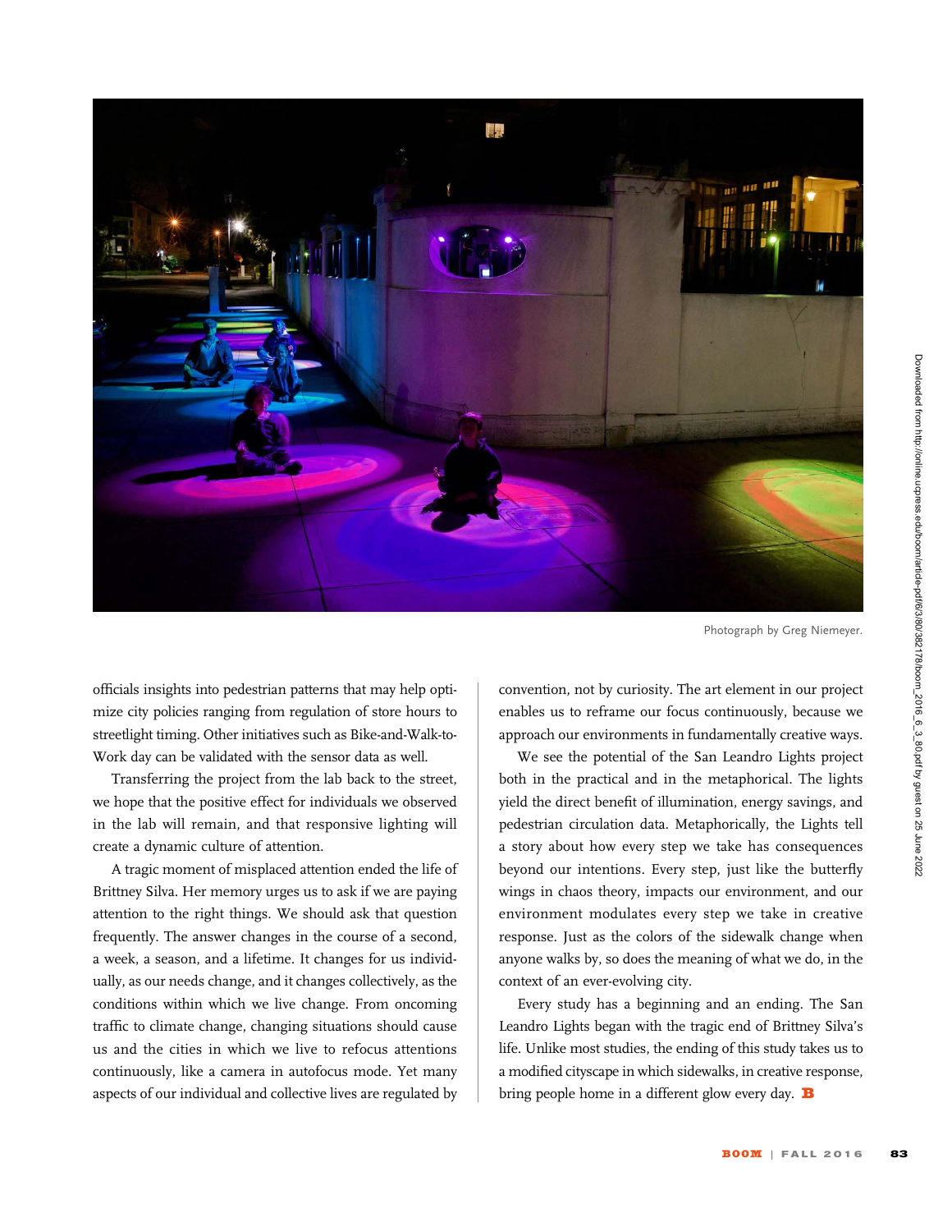Photograph by Greg Niemeyer.

officials insights into pedestrian patterns that may help optimize city policies ranging from regulation of store hours to streetlight timing. Other initiatives such as Bike-and-Walk-to-Work day can be validated with the sensor data as well.

Transferring the project from the lab back to the street, we hope that the positive effect for individuals we observed in the lab will remain, and that responsive lighting will create a dynamic culture of attention.

A tragic moment of misplaced attention ended the life of Brittney Silva. Her memory urges us to ask if we are paying attention to the right things. We should ask that question frequently. The answer changes in the course of a second, a week, a season, and a lifetime. It changes for us individually, as our needs change, and it changes collectively, as the conditions within which we live change. From oncoming traffic to climate change, changing situations should cause us and the cities in which we live to refocus attentions continuously, like a camera in autofocus mode. Yet many aspects of our individual and collective lives are regulated by convention, not by curiosity. The art element in our project enables us to reframe our focus continuously, because we approach our environments in fundamentally creative ways.

We see the potential of the San Leandro Lights project both in the practical and in the metaphorical. The lights yield the direct benefit of illumination, energy savings, and pedestrian circulation data. Metaphorically, the Lights tell a story about how every step we take has consequences beyond our intentions. Every step, just like the butterfly wings in chaos theory, impacts our environment, and our environment modulates every step we take in creative response. Just as the colors of the sidewalk change when anyone walks by, so does the meaning of what we do, in the context of an ever-evolving city.

Every study has a beginning and an ending. The San Leandro Lights began with the tragic end of Brittney Silva's life. Unlike most studies, the ending of this study takes us to a modified cityscape in which sidewalks, in creative response, bring people home in a different glow every day. **B**